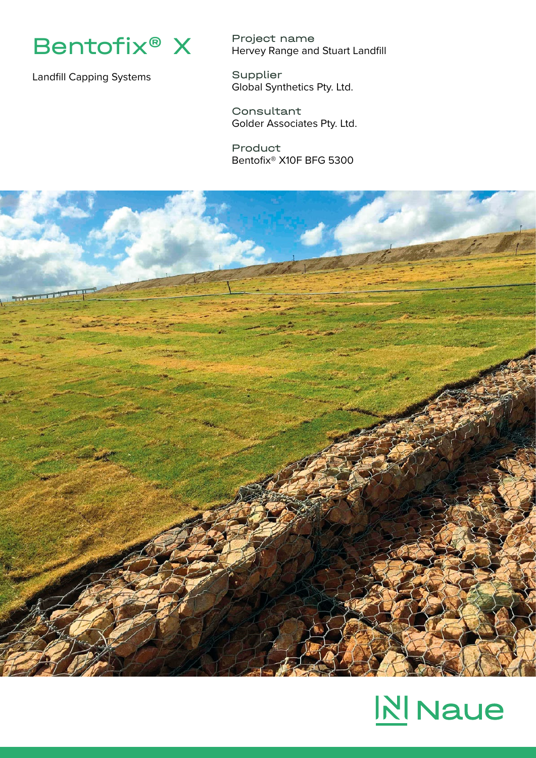# Bentofix® X

Landfill Capping Systems

**Project name**
Hervey Range and Stuart Landfill

**Supplier**
Global Synthetics Pty. Ltd.

**Consultant**
Golder Associates Pty. Ltd.

**Product**
Bentofix® X10F BFG 5300

Naue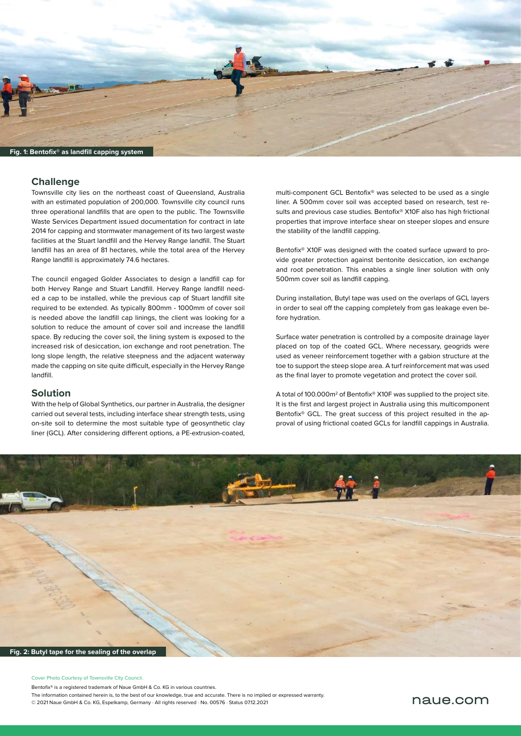Fig. 1: Bentofix® as landfill capping system

## Challenge

Townsville city lies on the northeast coast of Queensland, Australia with an estimated population of 200,000. Townsville city council runs three operational landfills that are open to the public. The Townsville Waste Services Department issued documentation for contract in late 2014 for capping and stormwater management of its two largest waste facilities at the Stuart landfill and the Hervey Range landfill. The Stuart landfill has an area of 81 hectares, while the total area of the Hervey Range landfill is approximately 74.6 hectares.

The council engaged Golder Associates to design a landfill cap for both Hervey Range and Stuart Landfill. Hervey Range landfill needed a cap to be installed, while the previous cap of Stuart landfill site required to be extended. As typically 800mm - 1000mm of cover soil is needed above the landfill cap linings, the client was looking for a solution to reduce the amount of cover soil and increase the landfill space. By reducing the cover soil, the lining system is exposed to the increased risk of desiccation, ion exchange and root penetration. The long slope length, the relative steepness and the adjacent waterway made the capping on site quite difficult, especially in the Hervey Range landfill.

## Solution

With the help of Global Synthetics, our partner in Australia, the designer carried out several tests, including interface shear strength tests, using on-site soil to determine the most suitable type of geosynthetic clay liner (GCL). After considering different options, a PE-extrusion-coated, multi-component GCL Bentofix® was selected to be used as a single liner. A 500mm cover soil was accepted based on research, test results and previous case studies. Bentofix® X10F also has high frictional properties that improve interface shear on steeper slopes and ensure the stability of the landfill capping.

Bentofix® X10F was designed with the coated surface upward to provide greater protection against bentonite desiccation, ion exchange and root penetration. This enables a single liner solution with only 500mm cover soil as landfill capping.

During installation, Butyl tape was used on the overlaps of GCL layers in order to seal off the capping completely from gas leakage even before hydration.

Surface water penetration is controlled by a composite drainage layer placed on top of the coated GCL. Where necessary, geogrids were used as veneer reinforcement together with a gabion structure at the toe to support the steep slope area. A turf reinforcement mat was used as the final layer to promote vegetation and protect the cover soil.

A total of 100.000m² of Bentofix® X10F was supplied to the project site. It is the first and largest project in Australia using this multicomponent Bentofix® GCL. The great success of this project resulted in the approval of using frictional coated GCLs for landfill cappings in Australia.

Fig. 2: Butyl tape for the sealing of the overlap

Cover Photo Courtesy of Townsville City Council.

Bentofix® is a registered trademark of Naue GmbH & Co. KG in various countries.
The information contained herein is, to the best of our knowledge, true and accurate. There is no implied or expressed warranty.
© 2021 Naue GmbH & Co. KG, Espelkamp, Germany · All rights reserved · No. 00576 · Status 07.12.2021

naue.com